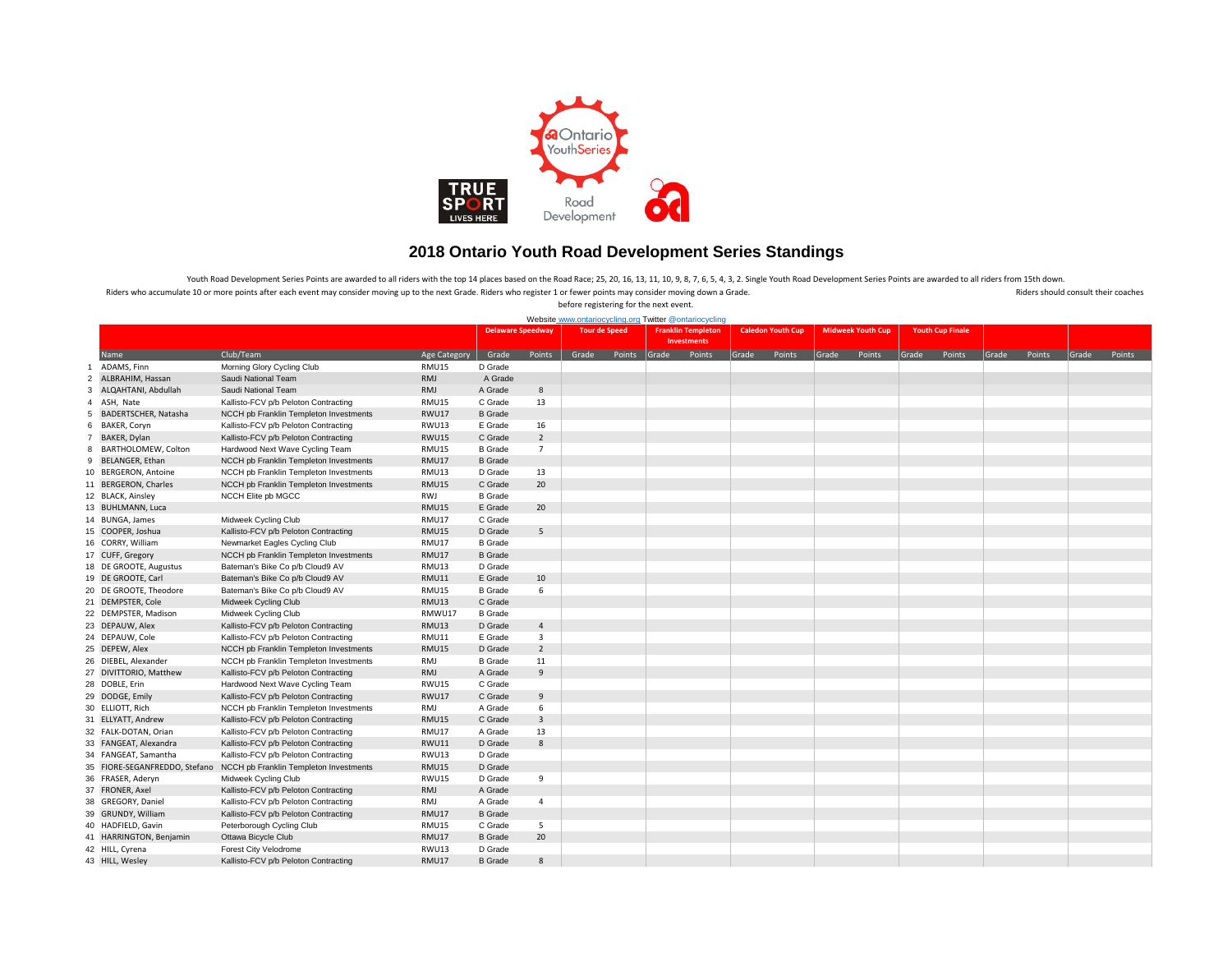# 2018 Ontario Youth Road Development Series Standings

Youth Road Development Series Points are awarded to all riders with the top 14 places based on the Road Race; 25, 20, 16, 13, 11, 10, 9, 8, 7, 6, 5, 4, 3, 2. Single Youth Road Development Series Points are awarded to all riders from 15th down.

Riders who accumulate 10 or more points after each event may consider moving up to the next Grade. Riders who register 1 or fewer points may consider moving down a Grade. Riders should consult their coaches before registering for the next event.

Website www.ontariocycling.org Twitter @ontariocycling

| | | | | Delaware Speedway | | Tour de Speed | | Franklin Templeton Investments | | Caledon Youth Cup | | Midweek Youth Cup | | Youth Cup Finale | | | | | |
|---|---|---|---|---|---|---|---|---|---|---|---|---|---|---|---|---|---|---|---|
| | Name | Club/Team | Age Category | Grade | Points | Grade | Points | Grade | Points | Grade | Points | Grade | Points | Grade | Points | Grade | Points | Grade | Points |
| 1 | ADAMS, Finn | Morning Glory Cycling Club | RMU15 | D Grade | | | | | | | | | | | | | | | |
| 2 | ALBRAHIM, Hassan | Saudi National Team | RMJ | A Grade | | | | | | | | | | | | | | | |
| 3 | ALQAHTANI, Abdullah | Saudi National Team | RMJ | A Grade | 8 | | | | | | | | | | | | | | |
| 4 | ASH, Nate | Kallisto-FCV p/b Peloton Contracting | RMU15 | C Grade | 13 | | | | | | | | | | | | | | |
| 5 | BADERTSCHER, Natasha | NCCH pb Franklin Templeton Investments | RWU17 | B Grade | | | | | | | | | | | | | | | |
| 6 | BAKER, Coryn | Kallisto-FCV p/b Peloton Contracting | RWU13 | E Grade | 16 | | | | | | | | | | | | | | |
| 7 | BAKER, Dylan | Kallisto-FCV p/b Peloton Contracting | RWU15 | C Grade | 2 | | | | | | | | | | | | | | |
| 8 | BARTHOLOMEW, Colton | Hardwood Next Wave Cycling Team | RMU15 | B Grade | 7 | | | | | | | | | | | | | | |
| 9 | BELANGER, Ethan | NCCH pb Franklin Templeton Investments | RMU17 | B Grade | | | | | | | | | | | | | | | |
| 10 | BERGERON, Antoine | NCCH pb Franklin Templeton Investments | RMU13 | D Grade | 13 | | | | | | | | | | | | | | |
| 11 | BERGERON, Charles | NCCH pb Franklin Templeton Investments | RMU15 | C Grade | 20 | | | | | | | | | | | | | | |
| 12 | BLACK, Ainsley | NCCH Elite pb MGCC | RWJ | B Grade | | | | | | | | | | | | | | | |
| 13 | BUHLMANN, Luca | | RMU15 | E Grade | 20 | | | | | | | | | | | | | | |
| 14 | BUNGA, James | Midweek Cycling Club | RMU17 | C Grade | | | | | | | | | | | | | | | |
| 15 | COOPER, Joshua | Kallisto-FCV p/b Peloton Contracting | RMU15 | D Grade | 5 | | | | | | | | | | | | | | |
| 16 | CORRY, William | Newmarket Eagles Cycling Club | RMU17 | B Grade | | | | | | | | | | | | | | | |
| 17 | CUFF, Gregory | NCCH pb Franklin Templeton Investments | RMU17 | B Grade | | | | | | | | | | | | | | | |
| 18 | DE GROOTE, Augustus | Bateman's Bike Co p/b Cloud9 AV | RMU13 | D Grade | | | | | | | | | | | | | | | |
| 19 | DE GROOTE, Carl | Bateman's Bike Co p/b Cloud9 AV | RMU11 | E Grade | 10 | | | | | | | | | | | | | | |
| 20 | DE GROOTE, Theodore | Bateman's Bike Co p/b Cloud9 AV | RMU15 | B Grade | 6 | | | | | | | | | | | | | | |
| 21 | DEMPSTER, Cole | Midweek Cycling Club | RMU13 | C Grade | | | | | | | | | | | | | | | |
| 22 | DEMPSTER, Madison | Midweek Cycling Club | RMWU17 | B Grade | | | | | | | | | | | | | | | |
| 23 | DEPAUW, Alex | Kallisto-FCV p/b Peloton Contracting | RMU13 | D Grade | 4 | | | | | | | | | | | | | | |
| 24 | DEPAUW, Cole | Kallisto-FCV p/b Peloton Contracting | RMU11 | E Grade | 3 | | | | | | | | | | | | | | |
| 25 | DEPEW, Alex | NCCH pb Franklin Templeton Investments | RMU15 | D Grade | 2 | | | | | | | | | | | | | | |
| 26 | DIEBEL, Alexander | NCCH pb Franklin Templeton Investments | RMJ | B Grade | 11 | | | | | | | | | | | | | | |
| 27 | DIVITTORIO, Matthew | Kallisto-FCV p/b Peloton Contracting | RMJ | A Grade | 9 | | | | | | | | | | | | | | |
| 28 | DOBLE, Erin | Hardwood Next Wave Cycling Team | RWU15 | C Grade | | | | | | | | | | | | | | | |
| 29 | DODGE, Emily | Kallisto-FCV p/b Peloton Contracting | RWU17 | C Grade | 9 | | | | | | | | | | | | | | |
| 30 | ELLIOTT, Rich | NCCH pb Franklin Templeton Investments | RMJ | A Grade | 6 | | | | | | | | | | | | | | |
| 31 | ELLYATT, Andrew | Kallisto-FCV p/b Peloton Contracting | RMU15 | C Grade | 3 | | | | | | | | | | | | | | |
| 32 | FALK-DOTAN, Orian | Kallisto-FCV p/b Peloton Contracting | RMU17 | A Grade | 13 | | | | | | | | | | | | | | |
| 33 | FANGEAT, Alexandra | Kallisto-FCV p/b Peloton Contracting | RWU11 | D Grade | 8 | | | | | | | | | | | | | | |
| 34 | FANGEAT, Samantha | Kallisto-FCV p/b Peloton Contracting | RWU13 | D Grade | | | | | | | | | | | | | | | |
| 35 | FIORE-SEGANFREDDO, Stefano | NCCH pb Franklin Templeton Investments | RMU15 | D Grade | | | | | | | | | | | | | | | |
| 36 | FRASER, Aderyn | Midweek Cycling Club | RWU15 | D Grade | 9 | | | | | | | | | | | | | | |
| 37 | FRONER, Axel | Kallisto-FCV p/b Peloton Contracting | RMJ | A Grade | | | | | | | | | | | | | | | |
| 38 | GREGORY, Daniel | Kallisto-FCV p/b Peloton Contracting | RMJ | A Grade | 4 | | | | | | | | | | | | | | |
| 39 | GRUNDY, William | Kallisto-FCV p/b Peloton Contracting | RMU17 | B Grade | | | | | | | | | | | | | | | |
| 40 | HADFIELD, Gavin | Peterborough Cycling Club | RMU15 | C Grade | 5 | | | | | | | | | | | | | | |
| 41 | HARRINGTON, Benjamin | Ottawa Bicycle Club | RMU17 | B Grade | 20 | | | | | | | | | | | | | | |
| 42 | HILL, Cyrena | Forest City Velodrome | RWU13 | D Grade | | | | | | | | | | | | | | | |
| 43 | HILL, Wesley | Kallisto-FCV p/b Peloton Contracting | RMU17 | B Grade | 8 | | | | | | | | | | | | | | |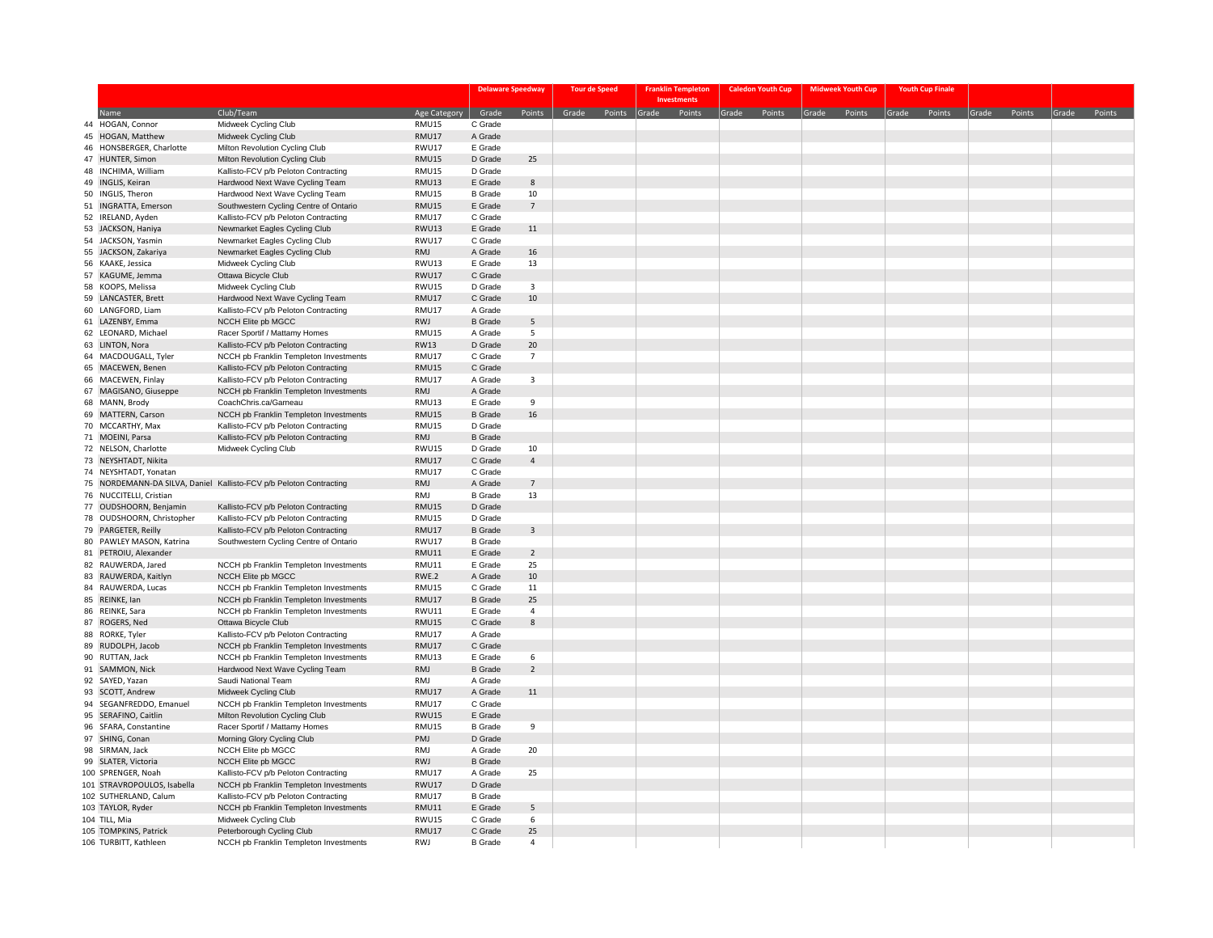| | Name | Club/Team | Age Category | Delaware Speedway | | Tour de Speed | | Franklin Templeton Investments | | Caledon Youth Cup | | Midweek Youth Cup | | Youth Cup Finale | | | | | |
|---|---|---|---|---|---|---|---|---|---|---|---|---|---|---|---|---|---|---|---|
| | | | | Grade | Points | Grade | Points | Grade | Points | Grade | Points | Grade | Points | Grade | Points | Grade | Points | Grade | Points |
| 44 | HOGAN, Connor | Midweek Cycling Club | RMU15 | C Grade | | | | | | | | | | | | | | | |
| 45 | HOGAN, Matthew | Midweek Cycling Club | RMU17 | A Grade | | | | | | | | | | | | | | | |
| 46 | HONSBERGER, Charlotte | Milton Revolution Cycling Club | RWU17 | E Grade | | | | | | | | | | | | | | | |
| 47 | HUNTER, Simon | Milton Revolution Cycling Club | RMU15 | D Grade | 25 | | | | | | | | | | | | | | |
| 48 | INCHIMA, William | Kallisto-FCV p/b Peloton Contracting | RMU15 | D Grade | | | | | | | | | | | | | | | |
| 49 | INGLIS, Keiran | Hardwood Next Wave Cycling Team | RMU13 | E Grade | 8 | | | | | | | | | | | | | | |
| 50 | INGLIS, Theron | Hardwood Next Wave Cycling Team | RMU15 | B Grade | 10 | | | | | | | | | | | | | | |
| 51 | INGRATTA, Emerson | Southwestern Cycling Centre of Ontario | RMU15 | E Grade | 7 | | | | | | | | | | | | | | |
| 52 | IRELAND, Ayden | Kallisto-FCV p/b Peloton Contracting | RMU17 | C Grade | | | | | | | | | | | | | | | |
| 53 | JACKSON, Haniya | Newmarket Eagles Cycling Club | RWU13 | E Grade | 11 | | | | | | | | | | | | | | |
| 54 | JACKSON, Yasmin | Newmarket Eagles Cycling Club | RWU17 | C Grade | | | | | | | | | | | | | | | |
| 55 | JACKSON, Zakariya | Newmarket Eagles Cycling Club | RMJ | A Grade | 16 | | | | | | | | | | | | | | |
| 56 | KAAKE, Jessica | Midweek Cycling Club | RWU13 | E Grade | 13 | | | | | | | | | | | | | | |
| 57 | KAGUME, Jemma | Ottawa Bicycle Club | RWU17 | C Grade | | | | | | | | | | | | | | | |
| 58 | KOOPS, Melissa | Midweek Cycling Club | RWU15 | D Grade | 3 | | | | | | | | | | | | | | |
| 59 | LANCASTER, Brett | Hardwood Next Wave Cycling Team | RMU17 | C Grade | 10 | | | | | | | | | | | | | | |
| 60 | LANGFORD, Liam | Kallisto-FCV p/b Peloton Contracting | RMU17 | A Grade | | | | | | | | | | | | | | | |
| 61 | LAZENBY, Emma | NCCH Elite pb MGCC | RWJ | B Grade | 5 | | | | | | | | | | | | | | |
| 62 | LEONARD, Michael | Racer Sportif / Mattamy Homes | RMU15 | A Grade | 5 | | | | | | | | | | | | | | |
| 63 | LINTON, Nora | Kallisto-FCV p/b Peloton Contracting | RW13 | D Grade | 20 | | | | | | | | | | | | | | |
| 64 | MACDOUGALL, Tyler | NCCH pb Franklin Templeton Investments | RMU17 | C Grade | 7 | | | | | | | | | | | | | | |
| 65 | MACEWEN, Benen | Kallisto-FCV p/b Peloton Contracting | RMU15 | C Grade | | | | | | | | | | | | | | | |
| 66 | MACEWEN, Finlay | Kallisto-FCV p/b Peloton Contracting | RMU17 | A Grade | 3 | | | | | | | | | | | | | | |
| 67 | MAGISANO, Giuseppe | NCCH pb Franklin Templeton Investments | RMJ | A Grade | | | | | | | | | | | | | | | |
| 68 | MANN, Brody | CoachChris.ca/Gameau | RMU13 | E Grade | 9 | | | | | | | | | | | | | | |
| 69 | MATTERN, Carson | NCCH pb Franklin Templeton Investments | RMU15 | B Grade | 16 | | | | | | | | | | | | | | |
| 70 | MCCARTHY, Max | Kallisto-FCV p/b Peloton Contracting | RMU15 | D Grade | | | | | | | | | | | | | | | |
| 71 | MOEINI, Parsa | Kallisto-FCV p/b Peloton Contracting | RMJ | B Grade | | | | | | | | | | | | | | | |
| 72 | NELSON, Charlotte | Midweek Cycling Club | RWU15 | D Grade | 10 | | | | | | | | | | | | | | |
| 73 | NEYSHTADT, Nikita | | RMU17 | C Grade | 4 | | | | | | | | | | | | | | |
| 74 | NEYSHTADT, Yonatan | | RMU17 | C Grade | | | | | | | | | | | | | | | |
| 75 | NORDEMANN-DA SILVA, Daniel | Kallisto-FCV p/b Peloton Contracting | RMJ | A Grade | 7 | | | | | | | | | | | | | | |
| 76 | NUCCITELLI, Cristian | | RMJ | B Grade | 13 | | | | | | | | | | | | | | |
| 77 | OUDSHOORN, Benjamin | Kallisto-FCV p/b Peloton Contracting | RMU15 | D Grade | | | | | | | | | | | | | | | |
| 78 | OUDSHOORN, Christopher | Kallisto-FCV p/b Peloton Contracting | RMU15 | D Grade | | | | | | | | | | | | | | | |
| 79 | PARGETER, Reilly | Kallisto-FCV p/b Peloton Contracting | RMU17 | B Grade | 3 | | | | | | | | | | | | | | |
| 80 | PAWLEY MASON, Katrina | Southwestern Cycling Centre of Ontario | RWU17 | B Grade | | | | | | | | | | | | | | | |
| 81 | PETROIU, Alexander | | RMU11 | E Grade | 2 | | | | | | | | | | | | | | |
| 82 | RAUWERDA, Jared | NCCH pb Franklin Templeton Investments | RMU11 | E Grade | 25 | | | | | | | | | | | | | | |
| 83 | RAUWERDA, Kaitlyn | NCCH Elite pb MGCC | RWE.2 | A Grade | 10 | | | | | | | | | | | | | | |
| 84 | RAUWERDA, Lucas | NCCH pb Franklin Templeton Investments | RMU15 | C Grade | 11 | | | | | | | | | | | | | | |
| 85 | REINKE, Ian | NCCH pb Franklin Templeton Investments | RMU17 | B Grade | 25 | | | | | | | | | | | | | | |
| 86 | REINKE, Sara | NCCH pb Franklin Templeton Investments | RWU11 | E Grade | 4 | | | | | | | | | | | | | | |
| 87 | ROGERS, Ned | Ottawa Bicycle Club | RMU15 | C Grade | 8 | | | | | | | | | | | | | | |
| 88 | RORKE, Tyler | Kallisto-FCV p/b Peloton Contracting | RMU17 | A Grade | | | | | | | | | | | | | | | |
| 89 | RUDOLPH, Jacob | NCCH pb Franklin Templeton Investments | RMU17 | C Grade | | | | | | | | | | | | | | | |
| 90 | RUTTAN, Jack | NCCH pb Franklin Templeton Investments | RMU13 | E Grade | 6 | | | | | | | | | | | | | | |
| 91 | SAMMON, Nick | Hardwood Next Wave Cycling Team | RMJ | B Grade | 2 | | | | | | | | | | | | | | |
| 92 | SAYED, Yazan | Saudi National Team | RMJ | A Grade | | | | | | | | | | | | | | | |
| 93 | SCOTT, Andrew | Midweek Cycling Club | RMU17 | A Grade | 11 | | | | | | | | | | | | | | |
| 94 | SEGANFREDDO, Emanuel | NCCH pb Franklin Templeton Investments | RMU17 | C Grade | | | | | | | | | | | | | | | |
| 95 | SERAFINO, Caitlin | Milton Revolution Cycling Club | RWU15 | E Grade | | | | | | | | | | | | | | | |
| 96 | SFARA, Constantine | Racer Sportif / Mattamy Homes | RMU15 | B Grade | 9 | | | | | | | | | | | | | | |
| 97 | SHING, Conan | Morning Glory Cycling Club | PMJ | D Grade | | | | | | | | | | | | | | | |
| 98 | SIRMAN, Jack | NCCH Elite pb MGCC | RMJ | A Grade | 20 | | | | | | | | | | | | | | |
| 99 | SLATER, Victoria | NCCH Elite pb MGCC | RWJ | B Grade | | | | | | | | | | | | | | | |
| 100 | SPRENGER, Noah | Kallisto-FCV p/b Peloton Contracting | RMU17 | A Grade | 25 | | | | | | | | | | | | | | |
| 101 | STRAVROPOULOS, Isabella | NCCH pb Franklin Templeton Investments | RWU17 | D Grade | | | | | | | | | | | | | | | |
| 102 | SUTHERLAND, Calum | Kallisto-FCV p/b Peloton Contracting | RMU17 | B Grade | | | | | | | | | | | | | | | |
| 103 | TAYLOR, Ryder | NCCH pb Franklin Templeton Investments | RMU11 | E Grade | 5 | | | | | | | | | | | | | | |
| 104 | TILL, Mia | Midweek Cycling Club | RWU15 | C Grade | 6 | | | | | | | | | | | | | | |
| 105 | TOMPKINS, Patrick | Peterborough Cycling Club | RMU17 | C Grade | 25 | | | | | | | | | | | | | | |
| 106 | TURBITT, Kathleen | NCCH pb Franklin Templeton Investments | RWJ | B Grade | 4 | | | | | | | | | | | | | | |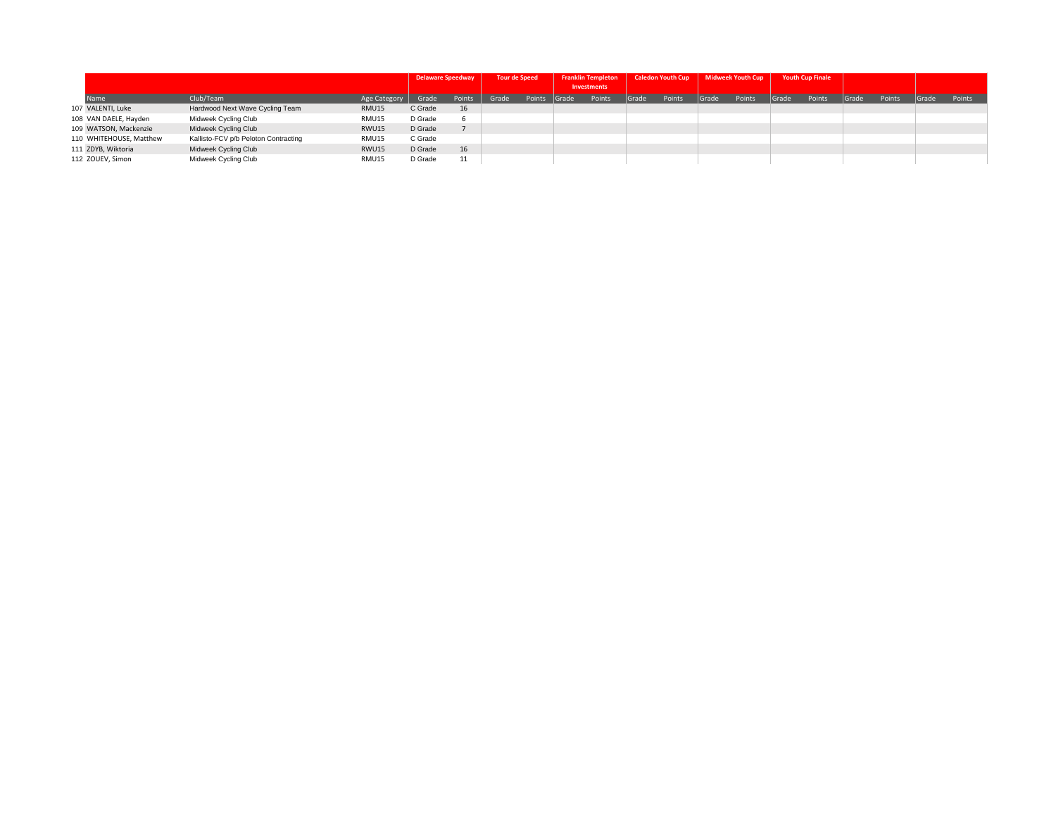| | | | | | Delaware Speedway | | Tour de Speed | | Franklin Templeton Investments | | Caledon Youth Cup | | Midweek Youth Cup | | Youth Cup Finale | | | | | |
|---|---|---|---|---|---|---|---|---|---|---|---|---|---|---|---|---|---|---|---|---|
| | Name | Club/Team | Age Category | Grade | Points | Grade | Points | Grade | Points | Grade | Points | Grade | Points | Grade | Points | Grade | Points | Grade | Points |
| 107 | VALENTI, Luke | Hardwood Next Wave Cycling Team | RMU15 | C Grade | 16 | | | | | | | | | | | | | | |
| 108 | VAN DAELE, Hayden | Midweek Cycling Club | RMU15 | D Grade | 6 | | | | | | | | | | | | | | |
| 109 | WATSON, Mackenzie | Midweek Cycling Club | RWU15 | D Grade | 7 | | | | | | | | | | | | | | |
| 110 | WHITEHOUSE, Matthew | Kallisto-FCV p/b Peloton Contracting | RMU15 | C Grade | | | | | | | | | | | | | | | |
| 111 | ZDYB, Wiktoria | Midweek Cycling Club | RWU15 | D Grade | 16 | | | | | | | | | | | | | | |
| 112 | ZOUEV, Simon | Midweek Cycling Club | RMU15 | D Grade | 11 | | | | | | | | | | | | | | |